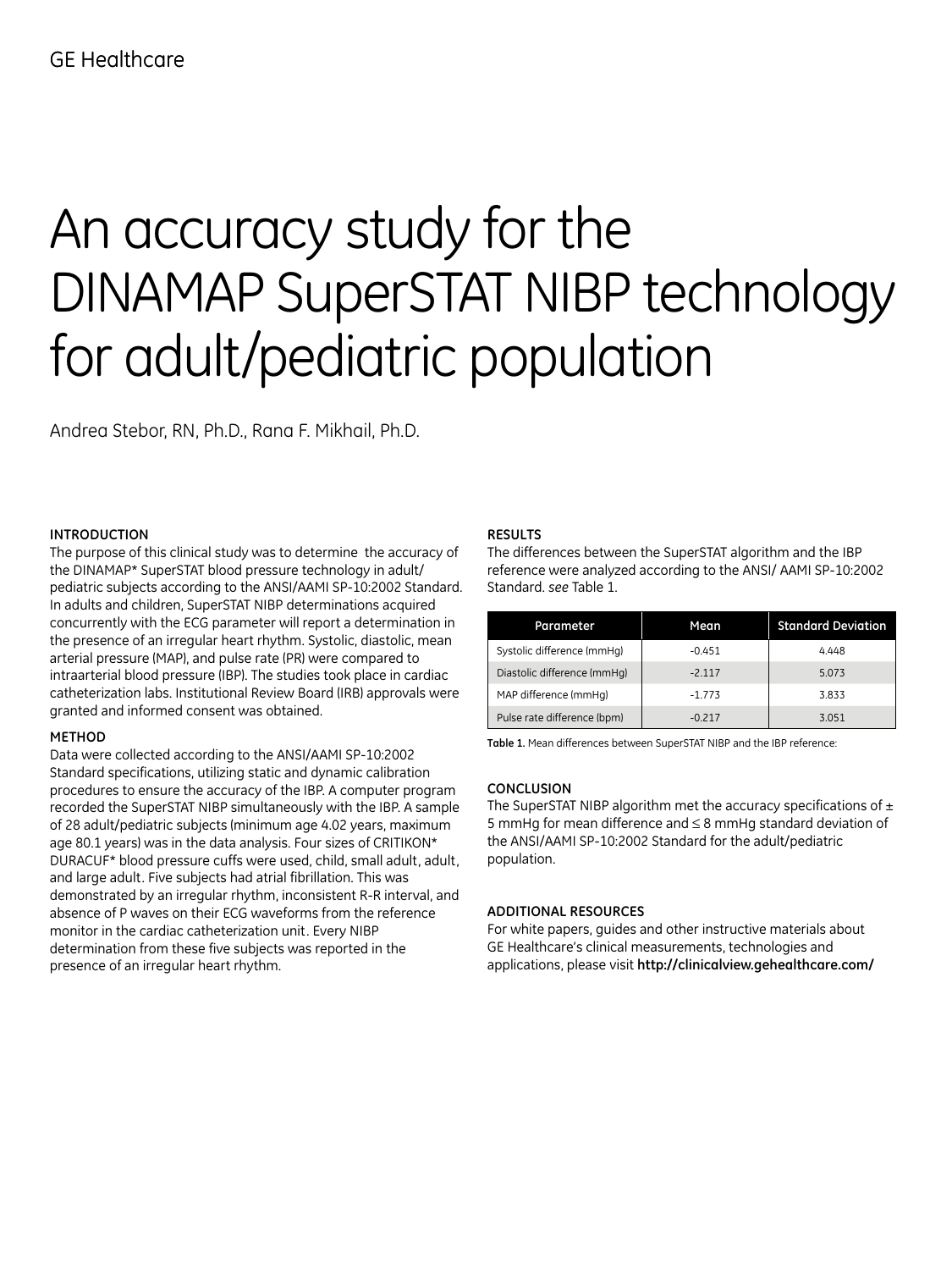GE Healthcare

# An accuracy study for the DINAMAP SuperSTAT NIBP technology for adult/pediatric population

Andrea Stebor, RN, Ph.D., Rana F. Mikhail, Ph.D.

## INTRODUCTION

The purpose of this clinical study was to determine the accuracy of the DINAMAP* SuperSTAT blood pressure technology in adult/pediatric subjects according to the ANSI/AAMI SP-10:2002 Standard. In adults and children, SuperSTAT NIBP determinations acquired concurrently with the ECG parameter will report a determination in the presence of an irregular heart rhythm. Systolic, diastolic, mean arterial pressure (MAP), and pulse rate (PR) were compared to intraarterial blood pressure (IBP). The studies took place in cardiac catheterization labs. Institutional Review Board (IRB) approvals were granted and informed consent was obtained.

## METHOD

Data were collected according to the ANSI/AAMI SP-10:2002 Standard specifications, utilizing static and dynamic calibration procedures to ensure the accuracy of the IBP. A computer program recorded the SuperSTAT NIBP simultaneously with the IBP. A sample of 28 adult/pediatric subjects (minimum age 4.02 years, maximum age 80.1 years) was in the data analysis. Four sizes of CRITIKON* DURACUF* blood pressure cuffs were used, child, small adult, adult, and large adult. Five subjects had atrial fibrillation. This was demonstrated by an irregular rhythm, inconsistent R-R interval, and absence of P waves on their ECG waveforms from the reference monitor in the cardiac catheterization unit. Every NIBP determination from these five subjects was reported in the presence of an irregular heart rhythm.

## RESULTS

The differences between the SuperSTAT algorithm and the IBP reference were analyzed according to the ANSI/ AAMI SP-10:2002 Standard. *see* Table 1.

| Parameter | Mean | Standard Deviation |
|---|---|---|
| Systolic difference (mmHg) | -0.451 | 4.448 |
| Diastolic difference (mmHg) | -2.117 | 5.073 |
| MAP difference (mmHg) | -1.773 | 3.833 |
| Pulse rate difference (bpm) | -0.217 | 3.051 |

**Table 1.** Mean differences between SuperSTAT NIBP and the IBP reference:

## CONCLUSION

The SuperSTAT NIBP algorithm met the accuracy specifications of ± 5 mmHg for mean difference and ≤ 8 mmHg standard deviation of the ANSI/AAMI SP-10:2002 Standard for the adult/pediatric population.

## ADDITIONAL RESOURCES

For white papers, guides and other instructive materials about GE Healthcare's clinical measurements, technologies and applications, please visit **http://clinicalview.gehealthcare.com/**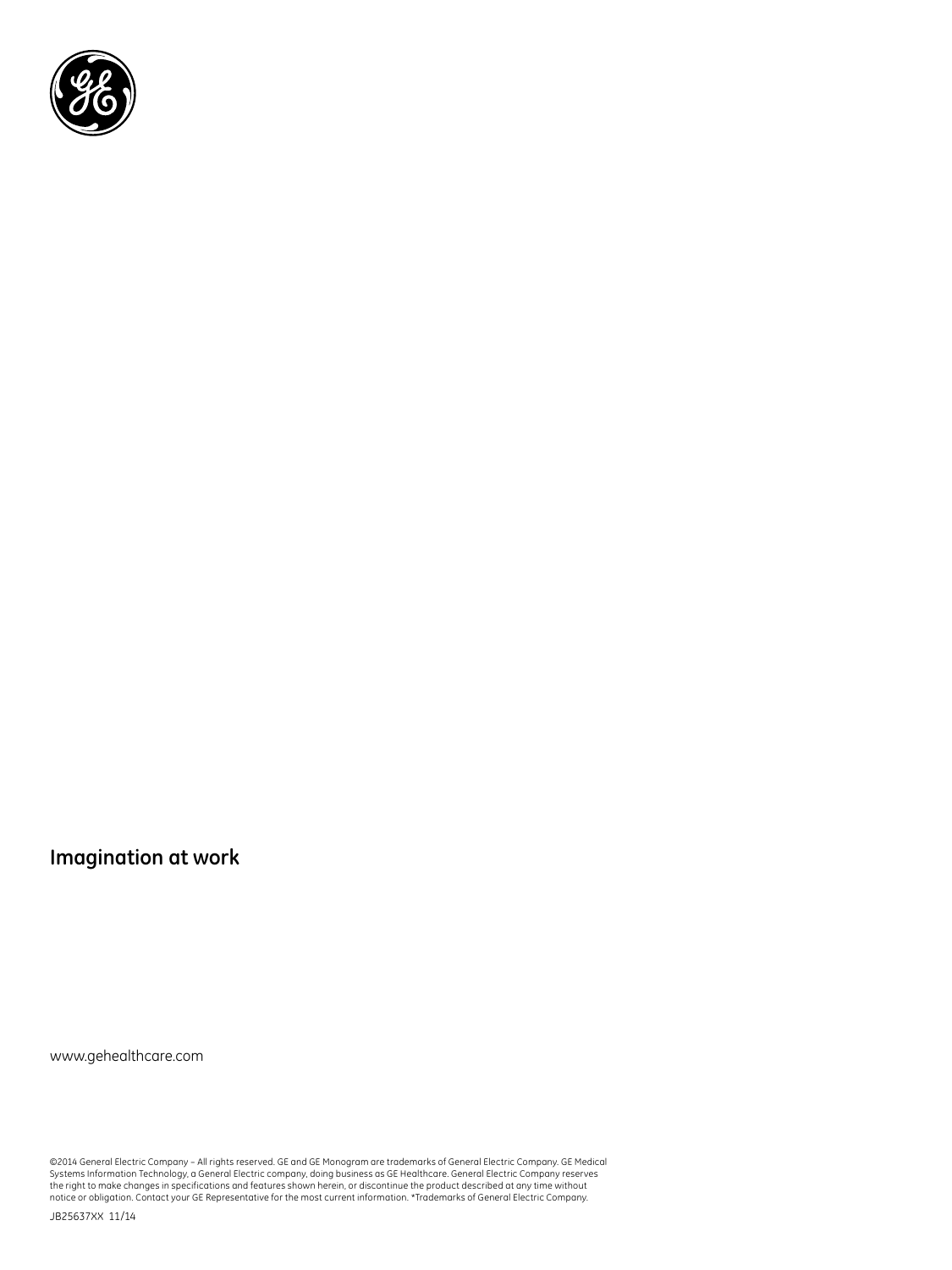**Imagination at work**

www.gehealthcare.com

©2014 General Electric Company – All rights reserved. GE and GE Monogram are trademarks of General Electric Company. GE Medical Systems Information Technology, a General Electric company, doing business as GE Healthcare. General Electric Company reserves the right to make changes in specifications and features shown herein, or discontinue the product described at any time without notice or obligation. Contact your GE Representative for the most current information. *Trademarks of General Electric Company.

JB25637XX 11/14